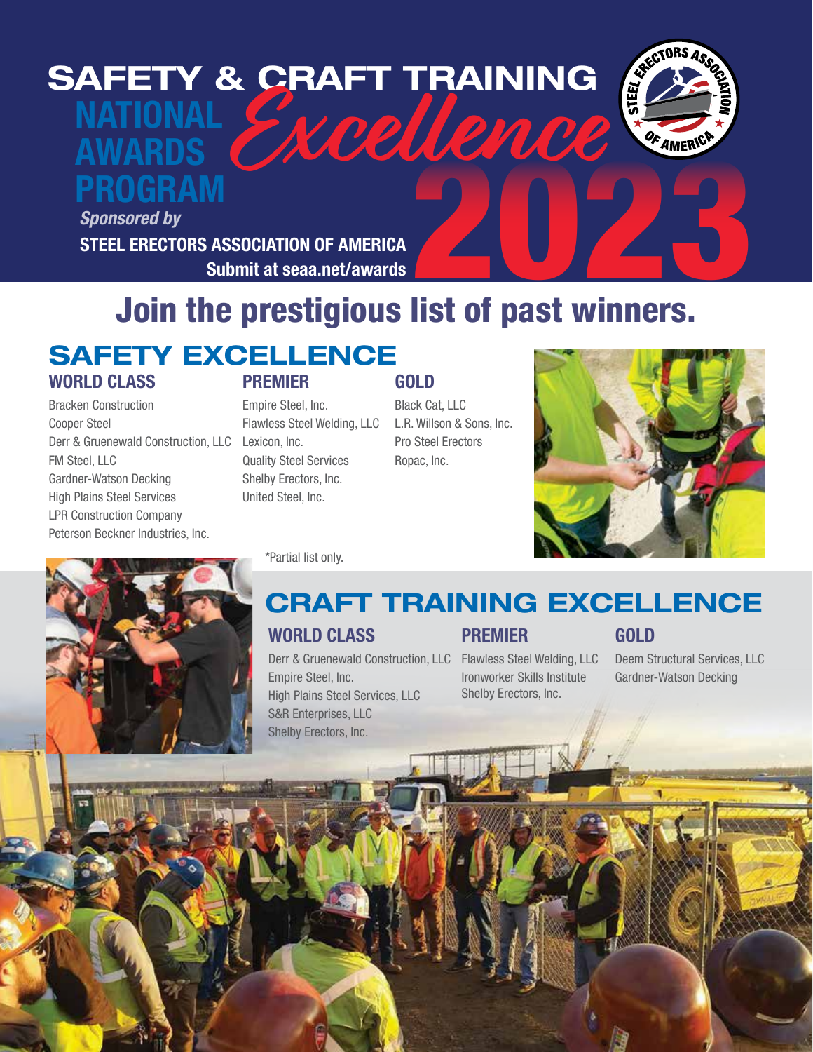# SAFETY & CRAFT TRAINING Excellence NATIONAL AWARDS PROGRAM 2023

*Sponsored by*

**STEEL ERECTORS ASSOCIATION OF AMERICA**

**Submit at seaa.net/awards**

## Join the prestigious list of past winners.

## SAFETY EXCELLENCE

### WORLD CLASS

Bracken Construction
Cooper Steel
Derr & Gruenewald Construction, LLC
FM Steel, LLC
Gardner-Watson Decking
High Plains Steel Services
LPR Construction Company
Peterson Beckner Industries, Inc.

### PREMIER

Empire Steel, Inc.
Flawless Steel Welding, LLC
Lexicon, Inc.
Quality Steel Services
Shelby Erectors, Inc.
United Steel, Inc.

### GOLD

Black Cat, LLC
L.R. Willson & Sons, Inc.
Pro Steel Erectors
Ropac, Inc.

*Partial list only.

## CRAFT TRAINING EXCELLENCE

### WORLD CLASS

Derr & Gruenewald Construction, LLC
Empire Steel, Inc.
High Plains Steel Services, LLC
S&R Enterprises, LLC
Shelby Erectors, Inc.

### PREMIER

Flawless Steel Welding, LLC
Ironworker Skills Institute
Shelby Erectors, Inc.

### GOLD

Deem Structural Services, LLC
Gardner-Watson Decking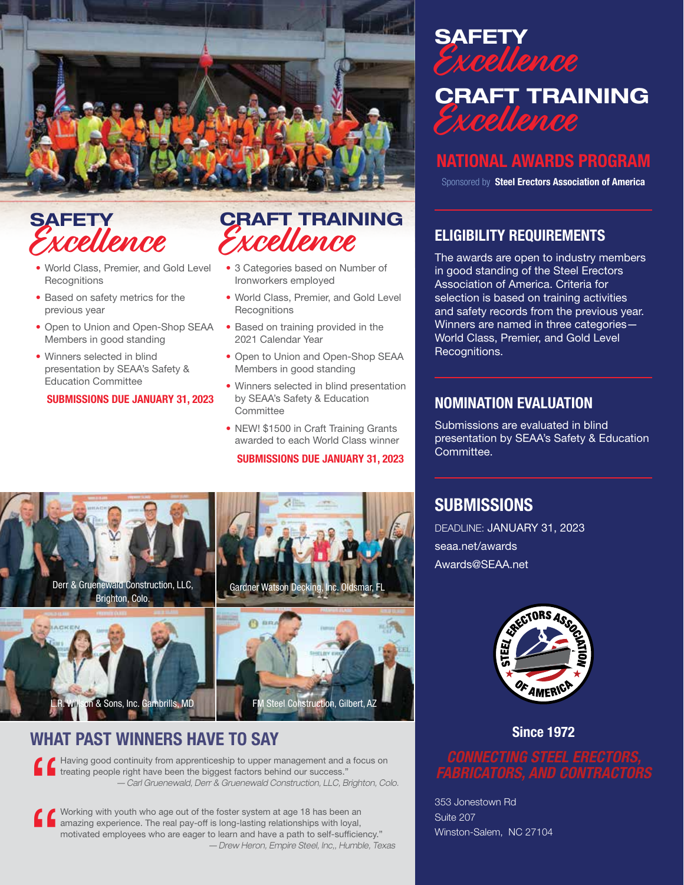## SAFETY *Excellence*

- World Class, Premier, and Gold Level Recognitions
- Based on safety metrics for the previous year
- Open to Union and Open-Shop SEAA Members in good standing
- Winners selected in blind presentation by SEAA's Safety & Education Committee

**SUBMISSIONS DUE JANUARY 31, 2023**

## CRAFT TRAINING *Excellence*

- 3 Categories based on Number of Ironworkers employed
- World Class, Premier, and Gold Level Recognitions
- Based on training provided in the 2021 Calendar Year
- Open to Union and Open-Shop SEAA Members in good standing
- Winners selected in blind presentation by SEAA's Safety & Education Committee
- NEW! $1500 in Craft Training Grants awarded to each World Class winner

**SUBMISSIONS DUE JANUARY 31, 2023**

Derr & Gruenewald Construction, LLC, Brighton, Colo.

Gardner Watson Decking, Inc. Oldsmar, FL

L.R. Willson & Sons, Inc. Gambrills, MD

FM Steel Construction, Gilbert, AZ

## WHAT PAST WINNERS HAVE TO SAY

> "Having good continuity from apprenticeship to upper management and a focus on treating people right have been the biggest factors behind our success."
> *— Carl Gruenewald, Derr & Gruenewald Construction, LLC, Brighton, Colo.*

> "Working with youth who age out of the foster system at age 18 has been an amazing experience. The real pay-off is long-lasting relationships with loyal, motivated employees who are eager to learn and have a path to self-sufficiency."
> *— Drew Heron, Empire Steel, Inc,, Humble, Texas*

# SAFETY *Excellence*

# CRAFT TRAINING *Excellence*

## NATIONAL AWARDS PROGRAM

Sponsored by **Steel Erectors Association of America**

### ELIGIBILITY REQUIREMENTS

The awards are open to industry members in good standing of the Steel Erectors Association of America. Criteria for selection is based on training activities and safety records from the previous year. Winners are named in three categories—World Class, Premier, and Gold Level Recognitions.

### NOMINATION EVALUATION

Submissions are evaluated in blind presentation by SEAA's Safety & Education Committee.

### SUBMISSIONS

DEADLINE: JANUARY 31, 2023

seaa.net/awards

Awards@SEAA.net

STEEL ERECTORS ASSOCIATION OF AMERICA

**Since 1972**

***CONNECTING STEEL ERECTORS, FABRICATORS, AND CONTRACTORS***

353 Jonestown Rd
Suite 207
Winston-Salem, NC 27104